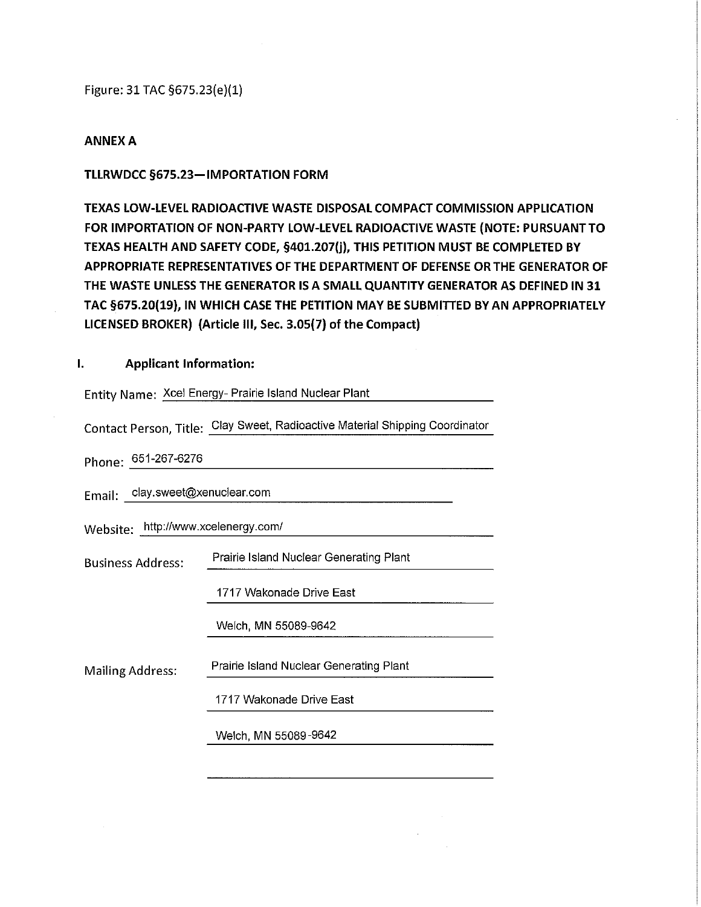Figure: 31 TAC §675.23(e)(1)

**ANNEX A**

**TLLRWDCC §675.23—IMPORTATION FORM**

**TEXAS LOW-LEVEL RADIOACTIVE WASTE DISPOSAL COMPACT COMMISSION APPLICATION FOR IMPORTATION OF NON-PARTY LOW-LEVEL RADIOACTIVE WASTE (NOTE: PURSUANT TO TEXAS HEALTH AND SAFETY CODE, §401.207(j), THIS PETITION MUST BE COMPLETED BY APPROPRIATE REPRESENTATIVES OF THE DEPARTMENT OF DEFENSE OR THE GENERATOR OF THE WASTE UNLESS THE GENERATOR IS A SMALL QUANTITY GENERATOR AS DEFINED IN 31 TAC §675.20(19), IN WHICH CASE THE PETITION MAY BE SUBMITTED BY AN APPROPRIATELY LICENSED BROKER) (Article III, Sec. 3.05(7) of the Compact)**

## I. Applicant Information:

Entity Name: Xcel Energy- Prairie Island Nuclear Plant

Contact Person, Title: Clay Sweet, Radioactive Material Shipping Coordinator

Phone: 651-267-6276

Email: clay.sweet@xenuclear.com

Website: http://www.xcelenergy.com/

Business Address:
Prairie Island Nuclear Generating Plant
1717 Wakonade Drive East
Welch, MN 55089-9642

Mailing Address:
Prairie Island Nuclear Generating Plant
1717 Wakonade Drive East
Welch, MN 55089-9642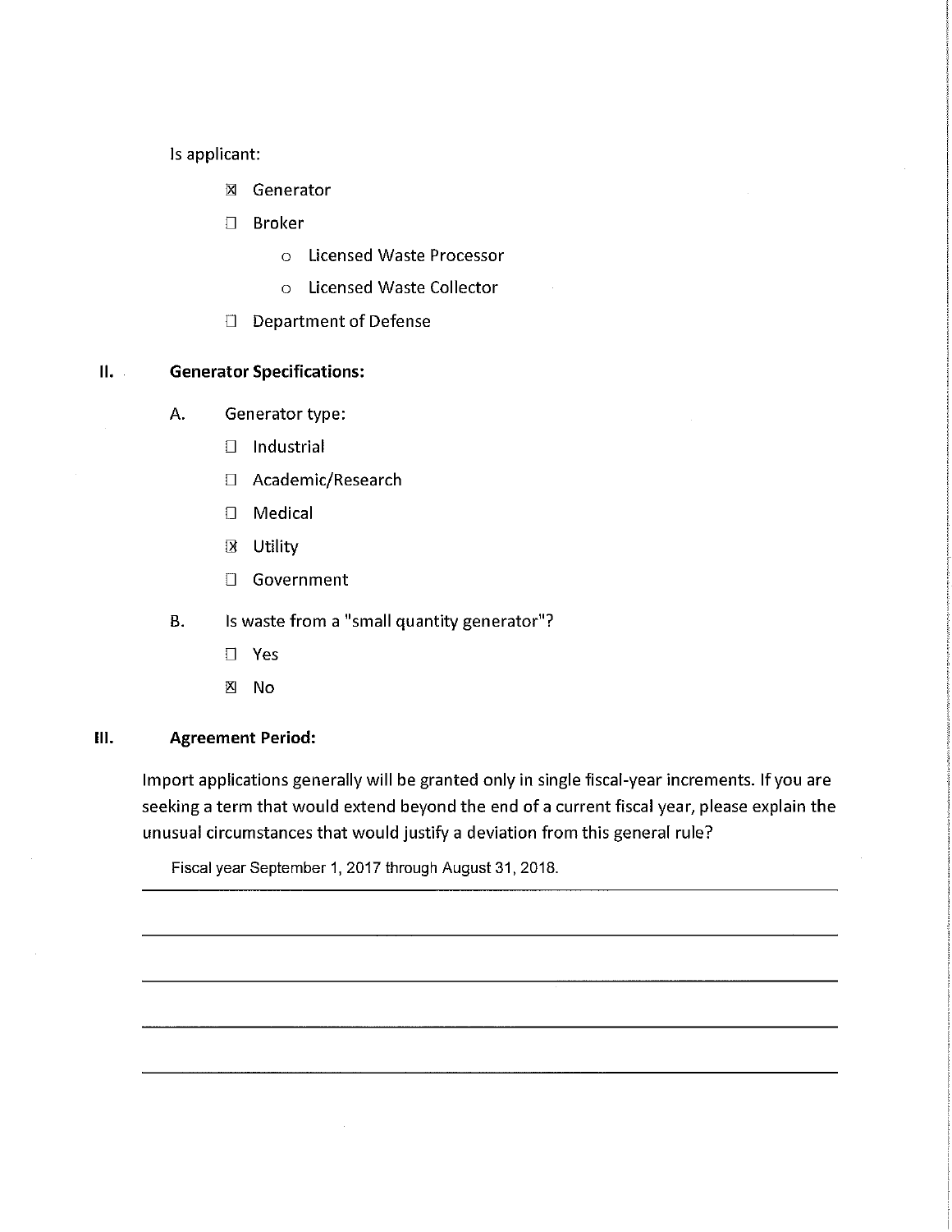Is applicant:

- ☒ Generator
- ☐ Broker
  - o Licensed Waste Processor
  - o Licensed Waste Collector
- ☐ Department of Defense

## II. Generator Specifications:

A. Generator type:

- ☐ Industrial
- ☐ Academic/Research
- ☐ Medical
- ☒ Utility
- ☐ Government

B. Is waste from a "small quantity generator"?

- ☐ Yes
- ☒ No

## III. Agreement Period:

Import applications generally will be granted only in single fiscal-year increments. If you are seeking a term that would extend beyond the end of a current fiscal year, please explain the unusual circumstances that would justify a deviation from this general rule?

Fiscal year September 1, 2017 through August 31, 2018.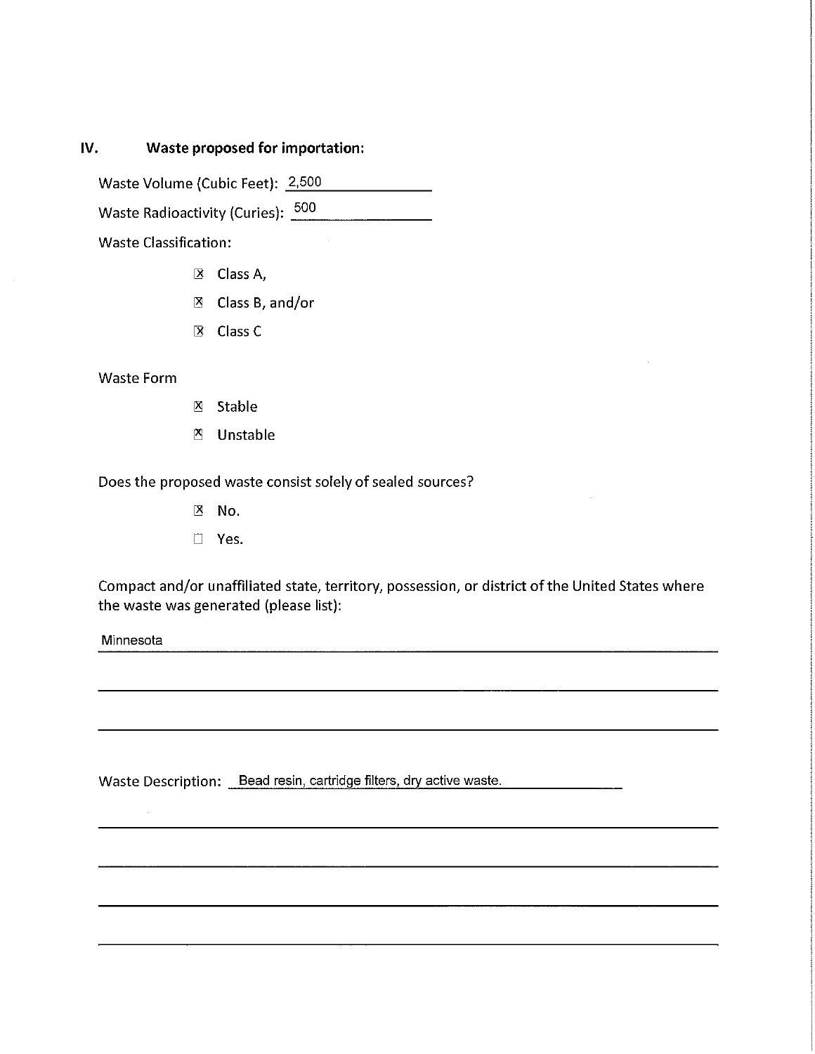## IV. Waste proposed for importation:

Waste Volume (Cubic Feet): 2,500

Waste Radioactivity (Curies): 500

Waste Classification:

- [X] Class A,
- [X] Class B, and/or
- [X] Class C

Waste Form

- [X] Stable
- [X] Unstable

Does the proposed waste consist solely of sealed sources?

- [X] No.
- [ ] Yes.

Compact and/or unaffiliated state, territory, possession, or district of the United States where the waste was generated (please list):

Minnesota

Waste Description: Bead resin, cartridge filters, dry active waste.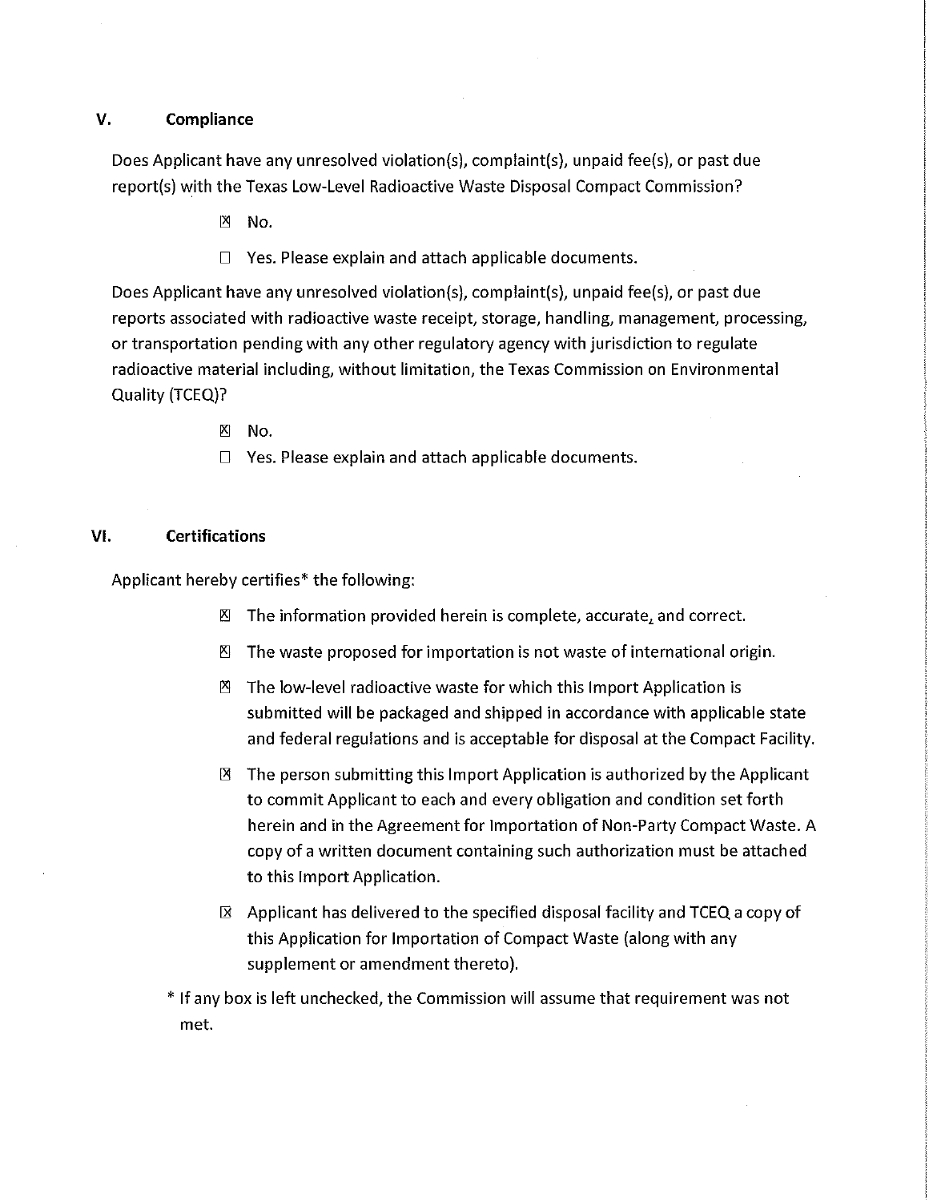## V. Compliance

Does Applicant have any unresolved violation(s), complaint(s), unpaid fee(s), or past due report(s) with the Texas Low-Level Radioactive Waste Disposal Compact Commission?

- ☒ No.
- ☐ Yes. Please explain and attach applicable documents.

Does Applicant have any unresolved violation(s), complaint(s), unpaid fee(s), or past due reports associated with radioactive waste receipt, storage, handling, management, processing, or transportation pending with any other regulatory agency with jurisdiction to regulate radioactive material including, without limitation, the Texas Commission on Environmental Quality (TCEQ)?

- ☒ No.
- ☐ Yes. Please explain and attach applicable documents.

## VI. Certifications

Applicant hereby certifies* the following:

- ☒ The information provided herein is complete, accurate, and correct.
- ☒ The waste proposed for importation is not waste of international origin.
- ☒ The low-level radioactive waste for which this Import Application is submitted will be packaged and shipped in accordance with applicable state and federal regulations and is acceptable for disposal at the Compact Facility.
- ☒ The person submitting this Import Application is authorized by the Applicant to commit Applicant to each and every obligation and condition set forth herein and in the Agreement for Importation of Non-Party Compact Waste. A copy of a written document containing such authorization must be attached to this Import Application.
- ☒ Applicant has delivered to the specified disposal facility and TCEQ a copy of this Application for Importation of Compact Waste (along with any supplement or amendment thereto).

\* If any box is left unchecked, the Commission will assume that requirement was not met.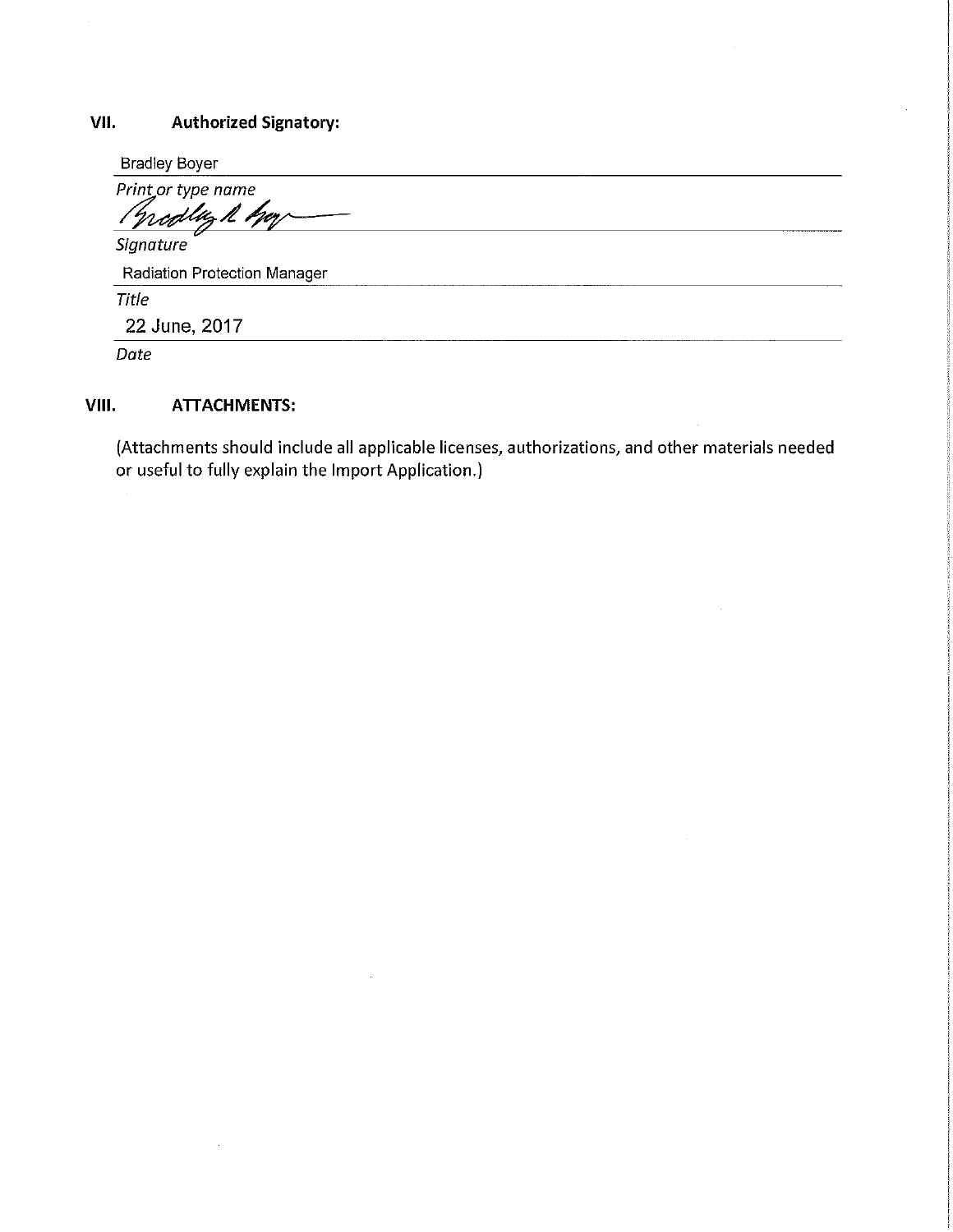## VII. Authorized Signatory:

Bradley Boyer

*Print or type name*

[Signature]

*Signature*

Radiation Protection Manager

*Title*

22 June, 2017

*Date*

## VIII. ATTACHMENTS:

(Attachments should include all applicable licenses, authorizations, and other materials needed or useful to fully explain the Import Application.)